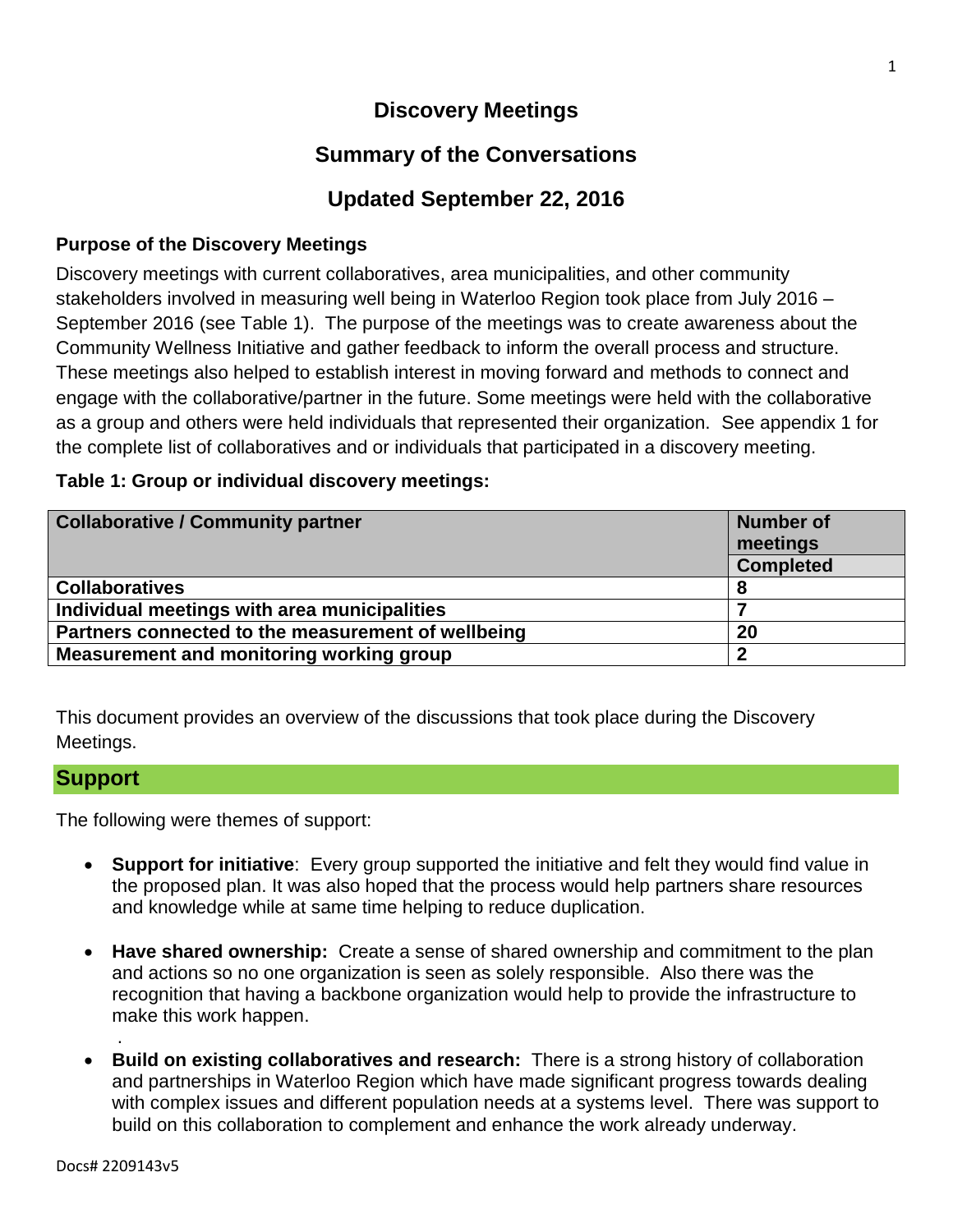# Discovery Meetings

## Summary of the Conversations

## Updated September 22, 2016

**Purpose of the Discovery Meetings**

Discovery meetings with current collaboratives, area municipalities, and other community stakeholders involved in measuring well being in Waterloo Region took place from July 2016 – September 2016 (see Table 1). The purpose of the meetings was to create awareness about the Community Wellness Initiative and gather feedback to inform the overall process and structure. These meetings also helped to establish interest in moving forward and methods to connect and engage with the collaborative/partner in the future. Some meetings were held with the collaborative as a group and others were held individuals that represented their organization. See appendix 1 for the complete list of collaboratives and or individuals that participated in a discovery meeting.

**Table 1: Group or individual discovery meetings:**

| Collaborative / Community partner | Number of meetings Completed |
|---|---|
| **Collaboratives** | **8** |
| **Individual meetings with area municipalities** | **7** |
| **Partners connected to the measurement of wellbeing** | **20** |
| **Measurement and monitoring working group** | **2** |

This document provides an overview of the discussions that took place during the Discovery Meetings.

## Support

The following were themes of support:

- **Support for initiative**: Every group supported the initiative and felt they would find value in the proposed plan. It was also hoped that the process would help partners share resources and knowledge while at same time helping to reduce duplication.
- **Have shared ownership:** Create a sense of shared ownership and commitment to the plan and actions so no one organization is seen as solely responsible. Also there was the recognition that having a backbone organization would help to provide the infrastructure to make this work happen.
- **Build on existing collaboratives and research:** There is a strong history of collaboration and partnerships in Waterloo Region which have made significant progress towards dealing with complex issues and different population needs at a systems level. There was support to build on this collaboration to complement and enhance the work already underway.

Docs# 2209143v5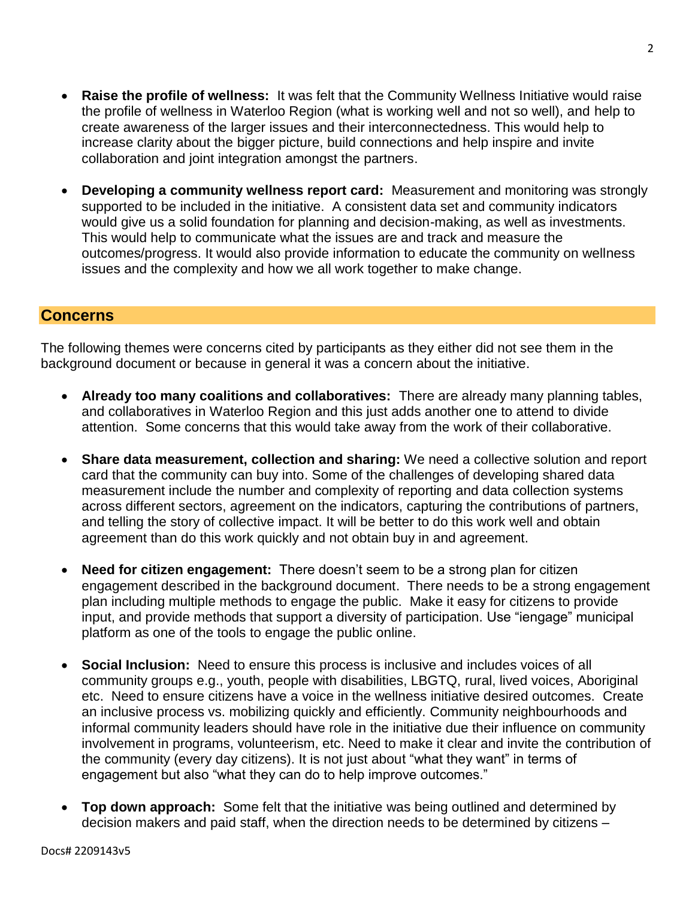- **Raise the profile of wellness:** It was felt that the Community Wellness Initiative would raise the profile of wellness in Waterloo Region (what is working well and not so well), and help to create awareness of the larger issues and their interconnectedness. This would help to increase clarity about the bigger picture, build connections and help inspire and invite collaboration and joint integration amongst the partners.

- **Developing a community wellness report card:** Measurement and monitoring was strongly supported to be included in the initiative. A consistent data set and community indicators would give us a solid foundation for planning and decision-making, as well as investments. This would help to communicate what the issues are and track and measure the outcomes/progress. It would also provide information to educate the community on wellness issues and the complexity and how we all work together to make change.

## Concerns

The following themes were concerns cited by participants as they either did not see them in the background document or because in general it was a concern about the initiative.

- **Already too many coalitions and collaboratives:** There are already many planning tables, and collaboratives in Waterloo Region and this just adds another one to attend to divide attention. Some concerns that this would take away from the work of their collaborative.

- **Share data measurement, collection and sharing:** We need a collective solution and report card that the community can buy into. Some of the challenges of developing shared data measurement include the number and complexity of reporting and data collection systems across different sectors, agreement on the indicators, capturing the contributions of partners, and telling the story of collective impact. It will be better to do this work well and obtain agreement than do this work quickly and not obtain buy in and agreement.

- **Need for citizen engagement:** There doesn't seem to be a strong plan for citizen engagement described in the background document. There needs to be a strong engagement plan including multiple methods to engage the public. Make it easy for citizens to provide input, and provide methods that support a diversity of participation. Use "iengage" municipal platform as one of the tools to engage the public online.

- **Social Inclusion:** Need to ensure this process is inclusive and includes voices of all community groups e.g., youth, people with disabilities, LBGTQ, rural, lived voices, Aboriginal etc. Need to ensure citizens have a voice in the wellness initiative desired outcomes. Create an inclusive process vs. mobilizing quickly and efficiently. Community neighbourhoods and informal community leaders should have role in the initiative due their influence on community involvement in programs, volunteerism, etc. Need to make it clear and invite the contribution of the community (every day citizens). It is not just about "what they want" in terms of engagement but also "what they can do to help improve outcomes."

- **Top down approach:** Some felt that the initiative was being outlined and determined by decision makers and paid staff, when the direction needs to be determined by citizens –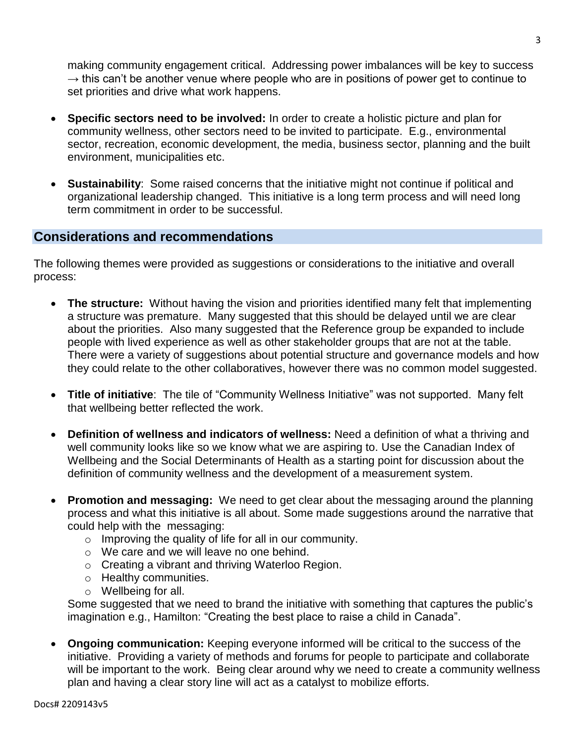making community engagement critical. Addressing power imbalances will be key to success → this can't be another venue where people who are in positions of power get to continue to set priorities and drive what work happens.

- **Specific sectors need to be involved:** In order to create a holistic picture and plan for community wellness, other sectors need to be invited to participate. E.g., environmental sector, recreation, economic development, the media, business sector, planning and the built environment, municipalities etc.

- **Sustainability**: Some raised concerns that the initiative might not continue if political and organizational leadership changed. This initiative is a long term process and will need long term commitment in order to be successful.

## Considerations and recommendations

The following themes were provided as suggestions or considerations to the initiative and overall process:

- **The structure:** Without having the vision and priorities identified many felt that implementing a structure was premature. Many suggested that this should be delayed until we are clear about the priorities. Also many suggested that the Reference group be expanded to include people with lived experience as well as other stakeholder groups that are not at the table. There were a variety of suggestions about potential structure and governance models and how they could relate to the other collaboratives, however there was no common model suggested.

- **Title of initiative**: The tile of "Community Wellness Initiative" was not supported. Many felt that wellbeing better reflected the work.

- **Definition of wellness and indicators of wellness:** Need a definition of what a thriving and well community looks like so we know what we are aspiring to. Use the Canadian Index of Wellbeing and the Social Determinants of Health as a starting point for discussion about the definition of community wellness and the development of a measurement system.

- **Promotion and messaging:** We need to get clear about the messaging around the planning process and what this initiative is all about. Some made suggestions around the narrative that could help with the messaging:
  - Improving the quality of life for all in our community.
  - We care and we will leave no one behind.
  - Creating a vibrant and thriving Waterloo Region.
  - Healthy communities.
  - Wellbeing for all.

  Some suggested that we need to brand the initiative with something that captures the public's imagination e.g., Hamilton: "Creating the best place to raise a child in Canada".

- **Ongoing communication:** Keeping everyone informed will be critical to the success of the initiative. Providing a variety of methods and forums for people to participate and collaborate will be important to the work. Being clear around why we need to create a community wellness plan and having a clear story line will act as a catalyst to mobilize efforts.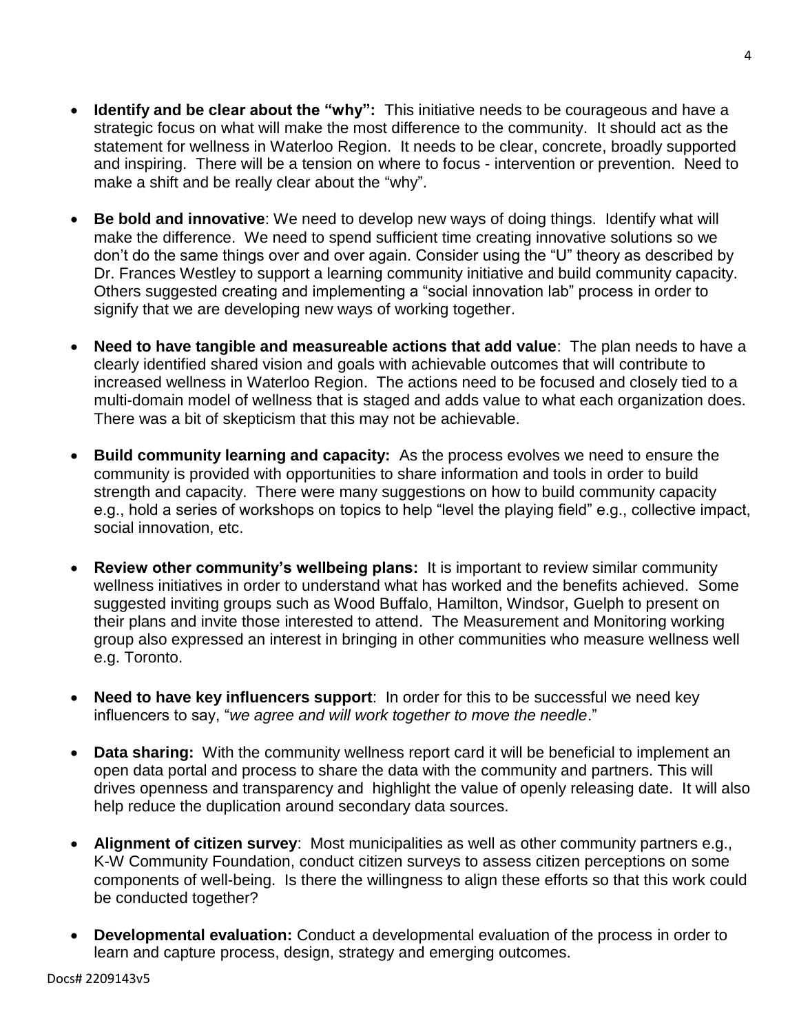- **Identify and be clear about the "why":** This initiative needs to be courageous and have a strategic focus on what will make the most difference to the community. It should act as the statement for wellness in Waterloo Region. It needs to be clear, concrete, broadly supported and inspiring. There will be a tension on where to focus - intervention or prevention. Need to make a shift and be really clear about the "why".

- **Be bold and innovative**: We need to develop new ways of doing things. Identify what will make the difference. We need to spend sufficient time creating innovative solutions so we don't do the same things over and over again. Consider using the "U" theory as described by Dr. Frances Westley to support a learning community initiative and build community capacity. Others suggested creating and implementing a "social innovation lab" process in order to signify that we are developing new ways of working together.

- **Need to have tangible and measureable actions that add value**: The plan needs to have a clearly identified shared vision and goals with achievable outcomes that will contribute to increased wellness in Waterloo Region. The actions need to be focused and closely tied to a multi-domain model of wellness that is staged and adds value to what each organization does. There was a bit of skepticism that this may not be achievable.

- **Build community learning and capacity:** As the process evolves we need to ensure the community is provided with opportunities to share information and tools in order to build strength and capacity. There were many suggestions on how to build community capacity e.g., hold a series of workshops on topics to help "level the playing field" e.g., collective impact, social innovation, etc.

- **Review other community's wellbeing plans:** It is important to review similar community wellness initiatives in order to understand what has worked and the benefits achieved. Some suggested inviting groups such as Wood Buffalo, Hamilton, Windsor, Guelph to present on their plans and invite those interested to attend. The Measurement and Monitoring working group also expressed an interest in bringing in other communities who measure wellness well e.g. Toronto.

- **Need to have key influencers support**: In order for this to be successful we need key influencers to say, "*we agree and will work together to move the needle*."

- **Data sharing:** With the community wellness report card it will be beneficial to implement an open data portal and process to share the data with the community and partners. This will drives openness and transparency and highlight the value of openly releasing date. It will also help reduce the duplication around secondary data sources.

- **Alignment of citizen survey**: Most municipalities as well as other community partners e.g., K-W Community Foundation, conduct citizen surveys to assess citizen perceptions on some components of well-being. Is there the willingness to align these efforts so that this work could be conducted together?

- **Developmental evaluation:** Conduct a developmental evaluation of the process in order to learn and capture process, design, strategy and emerging outcomes.

Docs# 2209143v5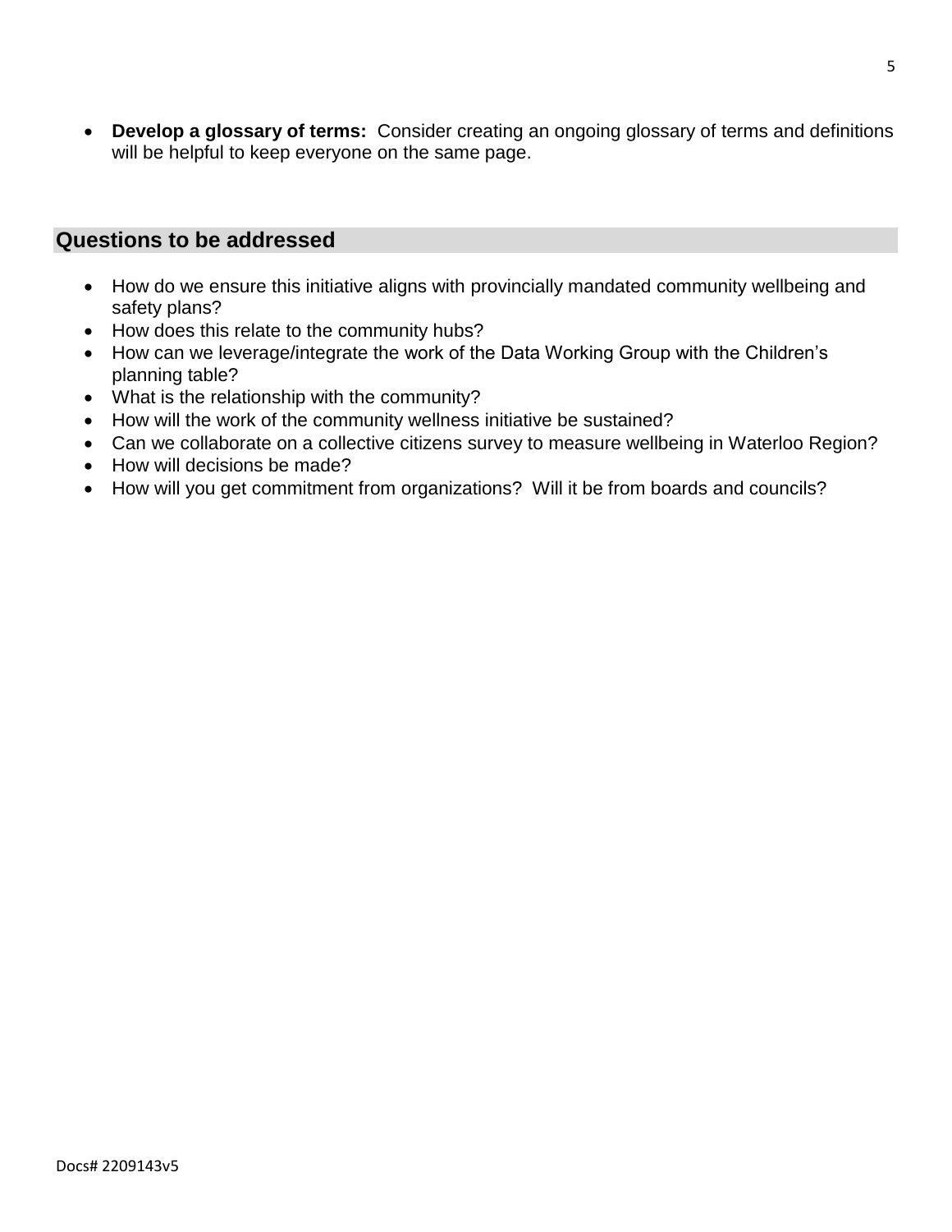- **Develop a glossary of terms:** Consider creating an ongoing glossary of terms and definitions will be helpful to keep everyone on the same page.

## Questions to be addressed

- How do we ensure this initiative aligns with provincially mandated community wellbeing and safety plans?
- How does this relate to the community hubs?
- How can we leverage/integrate the work of the Data Working Group with the Children's planning table?
- What is the relationship with the community?
- How will the work of the community wellness initiative be sustained?
- Can we collaborate on a collective citizens survey to measure wellbeing in Waterloo Region?
- How will decisions be made?
- How will you get commitment from organizations? Will it be from boards and councils?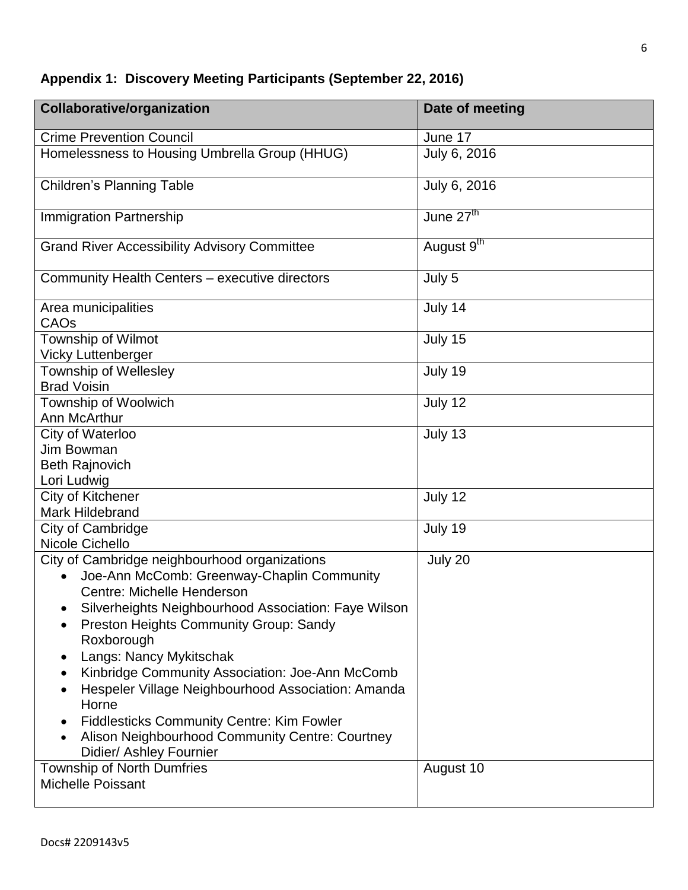## Appendix 1: Discovery Meeting Participants (September 22, 2016)

| Collaborative/organization | Date of meeting |
|---|---|
| Crime Prevention Council | June 17 |
| Homelessness to Housing Umbrella Group (HHUG) | July 6, 2016 |
| Children's Planning Table | July 6, 2016 |
| Immigration Partnership | June 27th |
| Grand River Accessibility Advisory Committee | August 9th |
| Community Health Centers – executive directors | July 5 |
| Area municipalities<br>CAOs | July 14 |
| Township of Wilmot<br>Vicky Luttenberger | July 15 |
| Township of Wellesley<br>Brad Voisin | July 19 |
| Township of Woolwich<br>Ann McArthur | July 12 |
| City of Waterloo<br>Jim Bowman<br>Beth Rajnovich<br>Lori Ludwig | July 13 |
| City of Kitchener<br>Mark Hildebrand | July 12 |
| City of Cambridge<br>Nicole Cichello | July 19 |
| City of Cambridge neighbourhood organizations<br>• Joe-Ann McComb: Greenway-Chaplin Community Centre: Michelle Henderson<br>• Silverheights Neighbourhood Association: Faye Wilson<br>• Preston Heights Community Group: Sandy Roxborough<br>• Langs: Nancy Mykitschak<br>• Kinbridge Community Association: Joe-Ann McComb<br>• Hespeler Village Neighbourhood Association: Amanda Horne<br>• Fiddlesticks Community Centre: Kim Fowler<br>• Alison Neighbourhood Community Centre: Courtney Didier/ Ashley Fournier | July 20 |
| Township of North Dumfries<br>Michelle Poissant | August 10 |

Docs# 2209143v5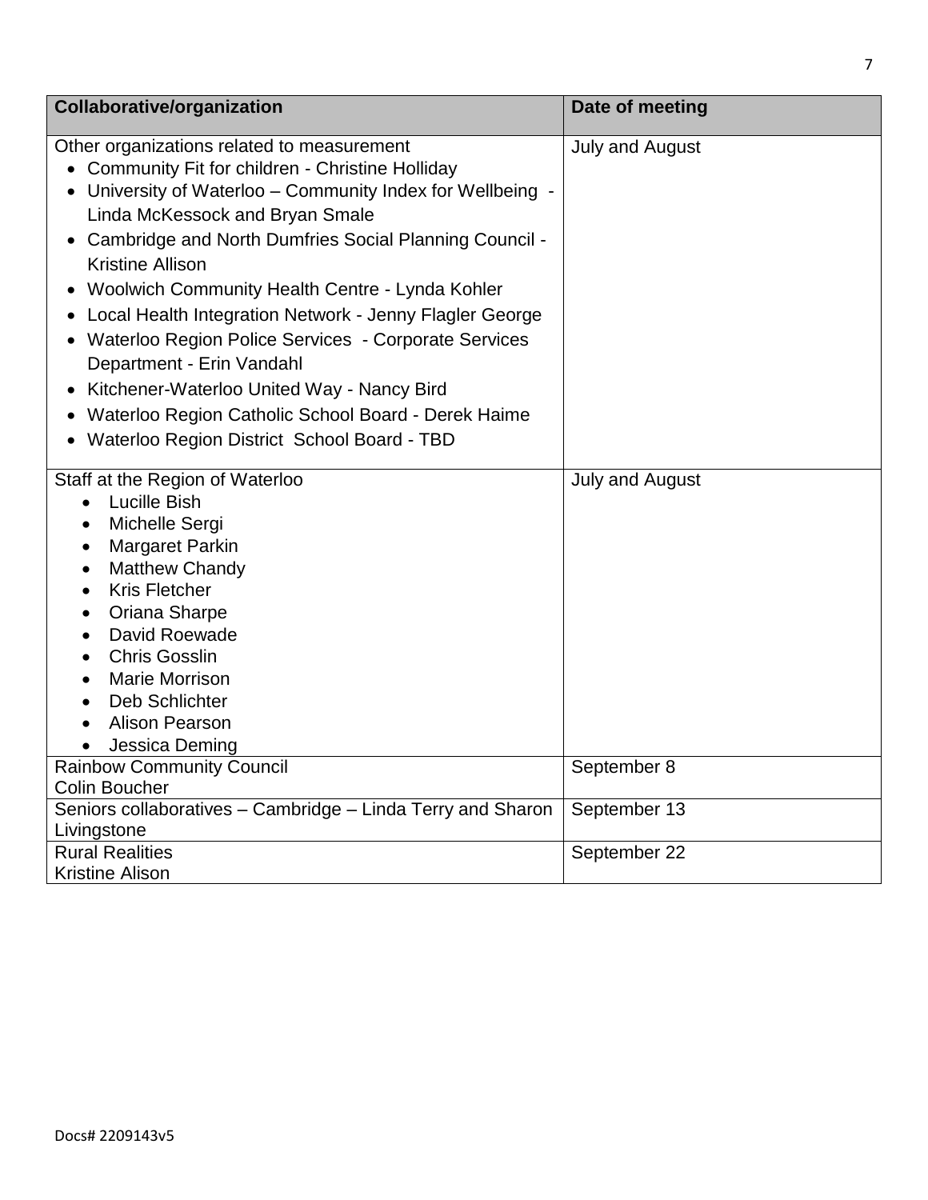| Collaborative/organization | Date of meeting |
|---|---|
| Other organizations related to measurement<br>• Community Fit for children - Christine Holliday<br>• University of Waterloo – Community Index for Wellbeing - Linda McKessock and Bryan Smale<br>• Cambridge and North Dumfries Social Planning Council - Kristine Allison<br>• Woolwich Community Health Centre - Lynda Kohler<br>• Local Health Integration Network - Jenny Flagler George<br>• Waterloo Region Police Services - Corporate Services Department - Erin Vandahl<br>• Kitchener-Waterloo United Way - Nancy Bird<br>• Waterloo Region Catholic School Board - Derek Haime<br>• Waterloo Region District School Board - TBD | July and August |
| Staff at the Region of Waterloo<br>• Lucille Bish<br>• Michelle Sergi<br>• Margaret Parkin<br>• Matthew Chandy<br>• Kris Fletcher<br>• Oriana Sharpe<br>• David Roewade<br>• Chris Gosslin<br>• Marie Morrison<br>• Deb Schlichter<br>• Alison Pearson<br>• Jessica Deming | July and August |
| Rainbow Community Council<br>Colin Boucher | September 8 |
| Seniors collaboratives – Cambridge – Linda Terry and Sharon Livingstone | September 13 |
| Rural Realities<br>Kristine Alison | September 22 |

Docs# 2209143v5